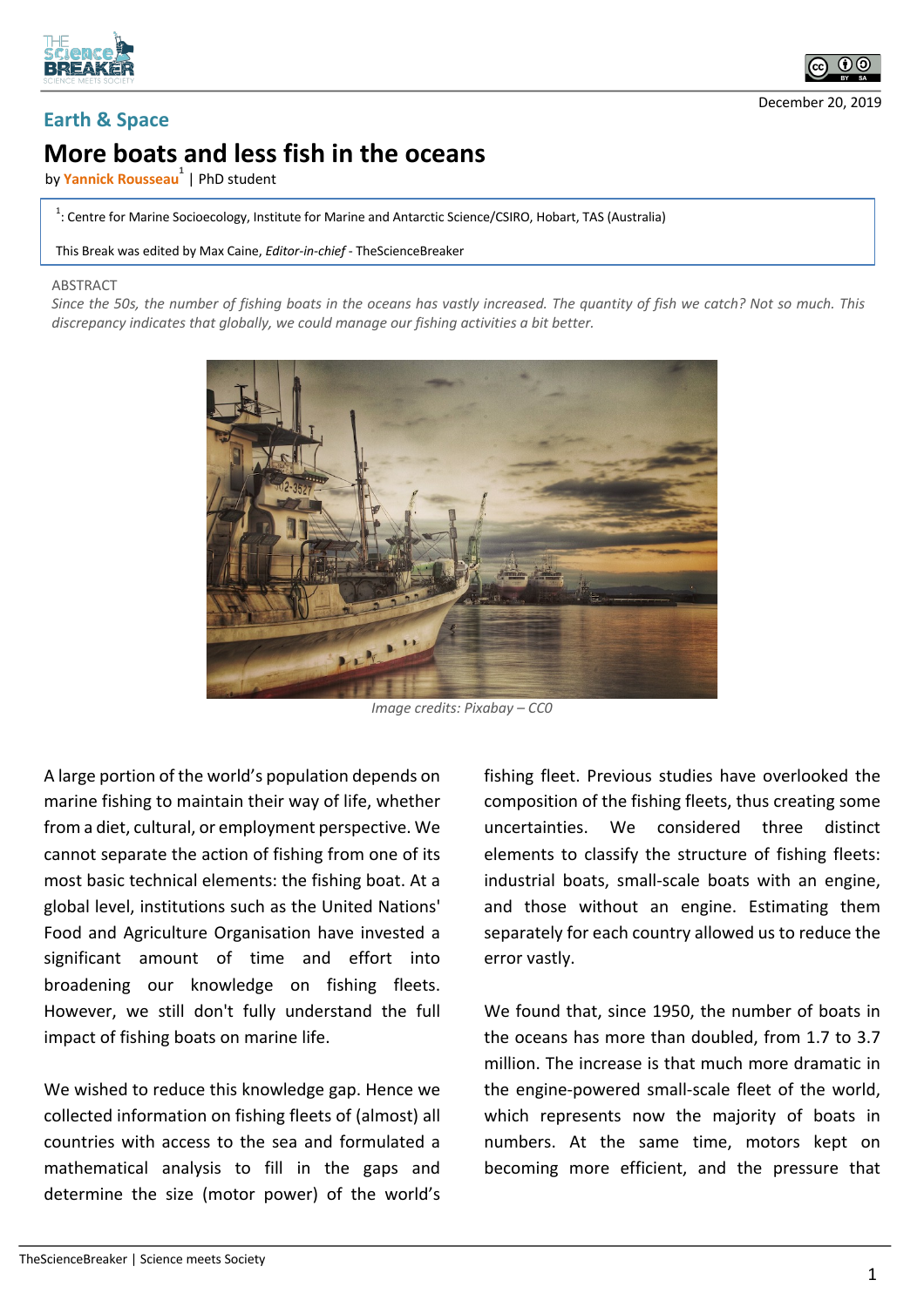Earth & Space

December 20, 2019

# More boats and less fish in the oceans

by **Yannick Rousseau**[1] | PhD student

[1]: Centre for Marine Socioecology, Institute for Marine and Antarctic Science/CSIRO, Hobart, TAS (Australia)

This Break was edited by Max Caine, *Editor-in-chief* - TheScienceBreaker

ABSTRACT

*Since the 50s, the number of fishing boats in the oceans has vastly increased. The quantity of fish we catch? Not so much. This discrepancy indicates that globally, we could manage our fishing activities a bit better.*

*Image credits: Pixabay – CC0*

A large portion of the world's population depends on marine fishing to maintain their way of life, whether from a diet, cultural, or employment perspective. We cannot separate the action of fishing from one of its most basic technical elements: the fishing boat. At a global level, institutions such as the United Nations' Food and Agriculture Organisation have invested a significant amount of time and effort into broadening our knowledge on fishing fleets. However, we still don't fully understand the full impact of fishing boats on marine life.

We wished to reduce this knowledge gap. Hence we collected information on fishing fleets of (almost) all countries with access to the sea and formulated a mathematical analysis to fill in the gaps and determine the size (motor power) of the world's fishing fleet. Previous studies have overlooked the composition of the fishing fleets, thus creating some uncertainties. We considered three distinct elements to classify the structure of fishing fleets: industrial boats, small-scale boats with an engine, and those without an engine. Estimating them separately for each country allowed us to reduce the error vastly.

We found that, since 1950, the number of boats in the oceans has more than doubled, from 1.7 to 3.7 million. The increase is that much more dramatic in the engine-powered small-scale fleet of the world, which represents now the majority of boats in numbers. At the same time, motors kept on becoming more efficient, and the pressure that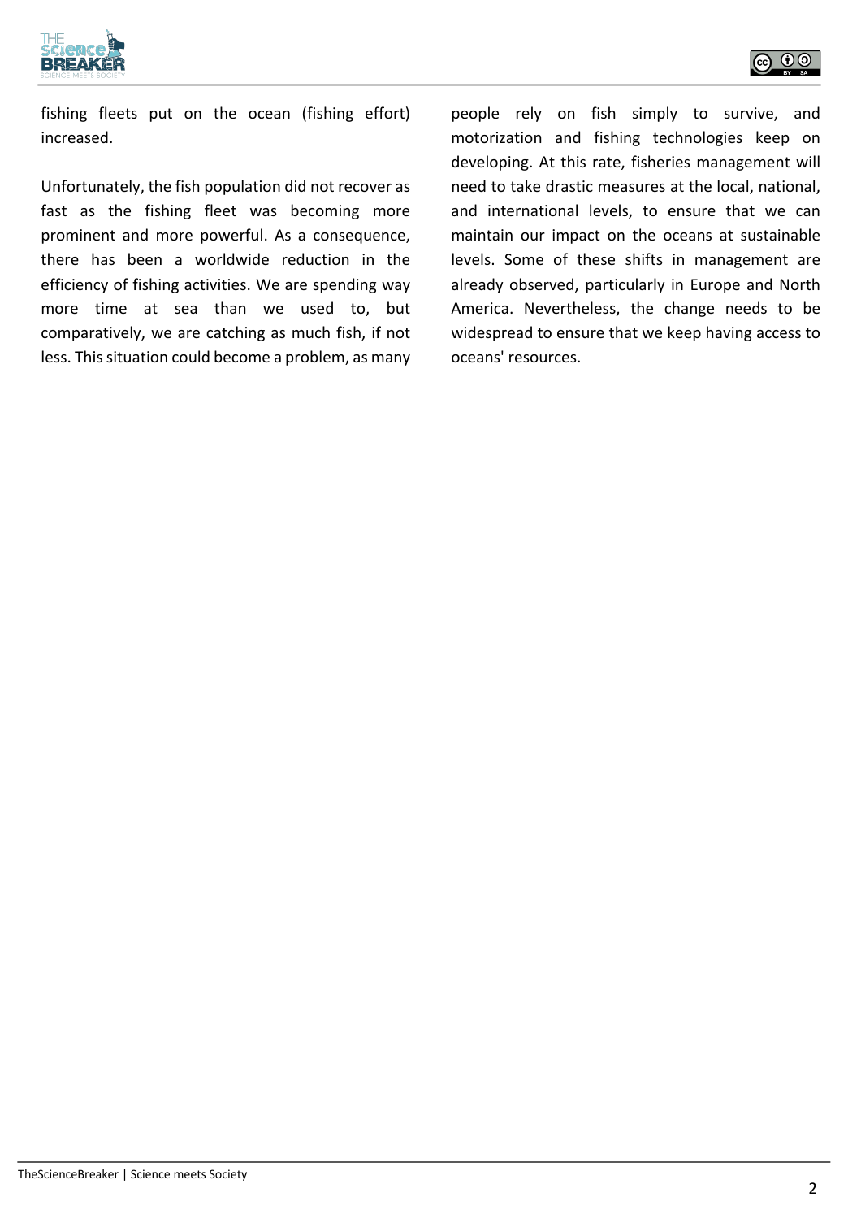fishing fleets put on the ocean (fishing effort) increased.

Unfortunately, the fish population did not recover as fast as the fishing fleet was becoming more prominent and more powerful. As a consequence, there has been a worldwide reduction in the efficiency of fishing activities. We are spending way more time at sea than we used to, but comparatively, we are catching as much fish, if not less. This situation could become a problem, as many people rely on fish simply to survive, and motorization and fishing technologies keep on developing. At this rate, fisheries management will need to take drastic measures at the local, national, and international levels, to ensure that we can maintain our impact on the oceans at sustainable levels. Some of these shifts in management are already observed, particularly in Europe and North America. Nevertheless, the change needs to be widespread to ensure that we keep having access to oceans' resources.